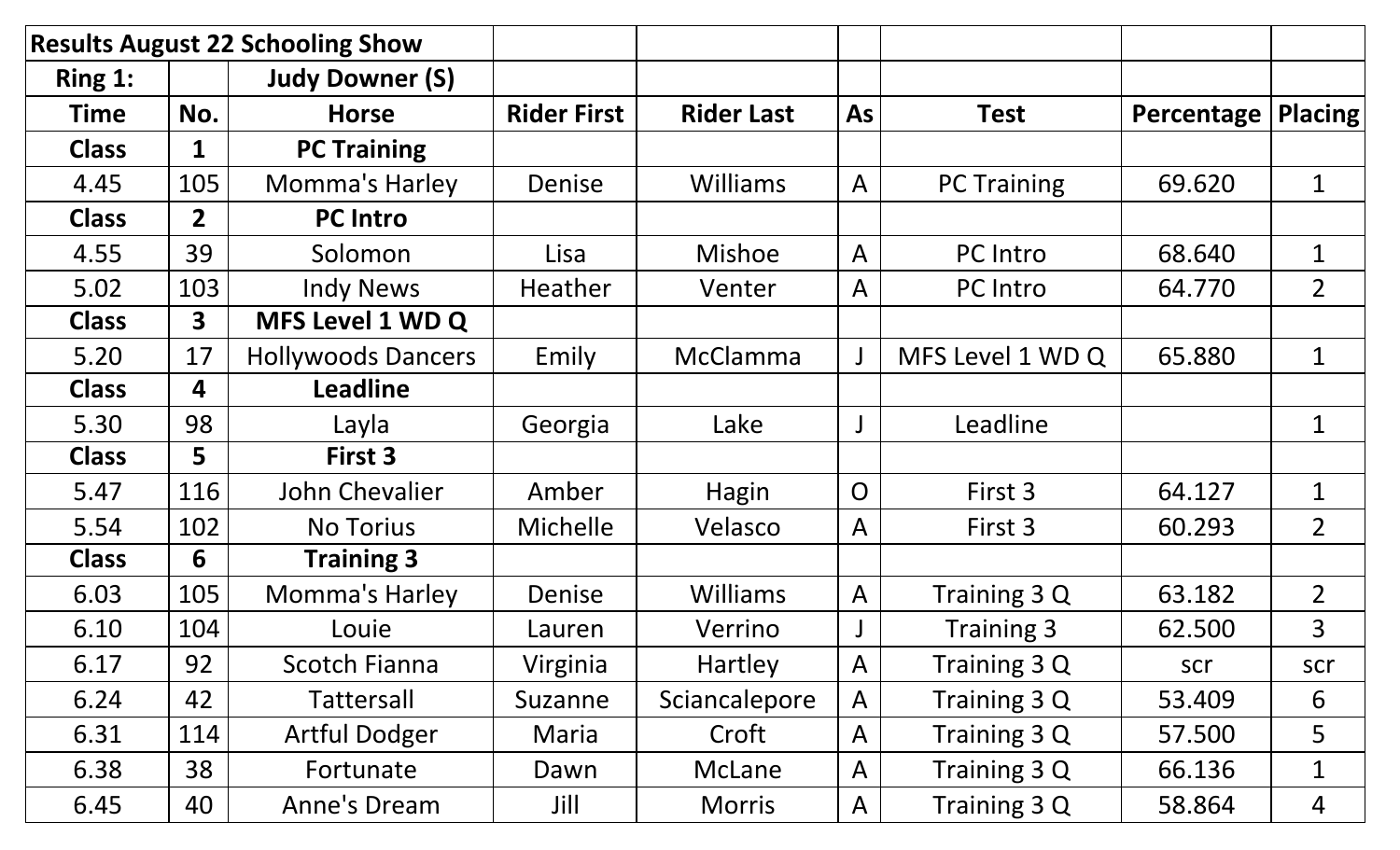| Results August 22 Schooling Show | | | | | | | | |
|---|---|---|---|---|---|---|---|---|
| **Ring 1:** | | **Judy Downer (S)** | | | | | | |
| **Time** | **No.** | **Horse** | **Rider First** | **Rider Last** | **As** | **Test** | **Percentage** | **Placing** |
| **Class** | **1** | **PC Training** | | | | | | |
| 4.45 | 105 | Momma's Harley | Denise | Williams | A | PC Training | 69.620 | 1 |
| **Class** | **2** | **PC Intro** | | | | | | |
| 4.55 | 39 | Solomon | Lisa | Mishoe | A | PC Intro | 68.640 | 1 |
| 5.02 | 103 | Indy News | Heather | Venter | A | PC Intro | 64.770 | 2 |
| **Class** | **3** | **MFS Level 1 WD Q** | | | | | | |
| 5.20 | 17 | Hollywoods Dancers | Emily | McClamma | J | MFS Level 1 WD Q | 65.880 | 1 |
| **Class** | **4** | **Leadline** | | | | | | |
| 5.30 | 98 | Layla | Georgia | Lake | J | Leadline | | 1 |
| **Class** | **5** | **First 3** | | | | | | |
| 5.47 | 116 | John Chevalier | Amber | Hagin | O | First 3 | 64.127 | 1 |
| 5.54 | 102 | No Torius | Michelle | Velasco | A | First 3 | 60.293 | 2 |
| **Class** | **6** | **Training 3** | | | | | | |
| 6.03 | 105 | Momma's Harley | Denise | Williams | A | Training 3 Q | 63.182 | 2 |
| 6.10 | 104 | Louie | Lauren | Verrino | J | Training 3 | 62.500 | 3 |
| 6.17 | 92 | Scotch Fianna | Virginia | Hartley | A | Training 3 Q | scr | scr |
| 6.24 | 42 | Tattersall | Suzanne | Sciancalepore | A | Training 3 Q | 53.409 | 6 |
| 6.31 | 114 | Artful Dodger | Maria | Croft | A | Training 3 Q | 57.500 | 5 |
| 6.38 | 38 | Fortunate | Dawn | McLane | A | Training 3 Q | 66.136 | 1 |
| 6.45 | 40 | Anne's Dream | Jill | Morris | A | Training 3 Q | 58.864 | 4 |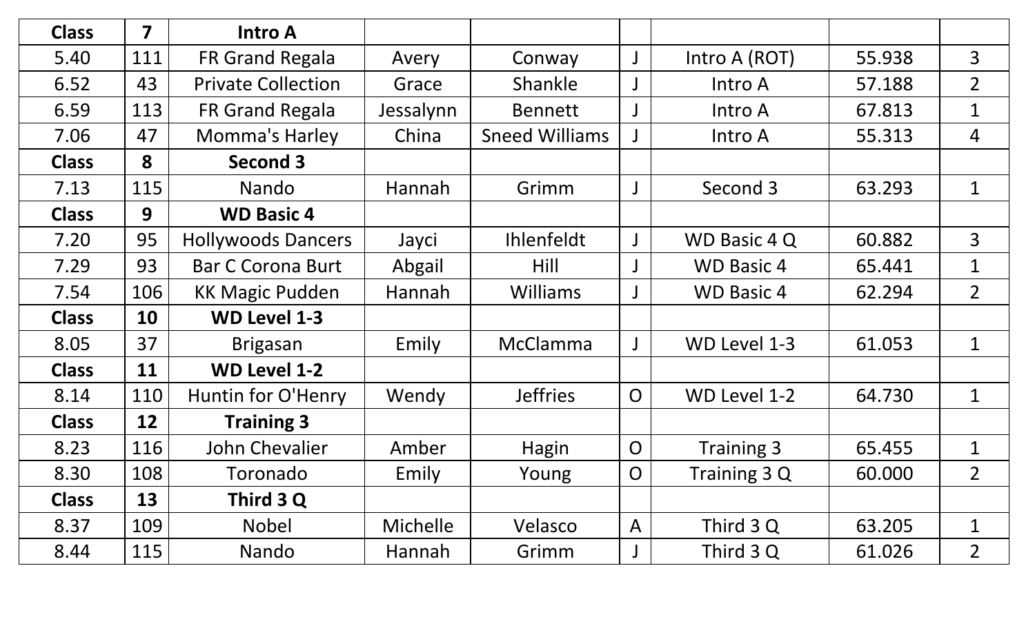| Class | 7 | Intro A | | | | | | |
|---|---|---|---|---|---|---|---|---|
| 5.40 | 111 | FR Grand Regala | Avery | Conway | J | Intro A (ROT) | 55.938 | 3 |
| 6.52 | 43 | Private Collection | Grace | Shankle | J | Intro A | 57.188 | 2 |
| 6.59 | 113 | FR Grand Regala | Jessalynn | Bennett | J | Intro A | 67.813 | 1 |
| 7.06 | 47 | Momma's Harley | China | Sneed Williams | J | Intro A | 55.313 | 4 |
| **Class** | **8** | **Second 3** | | | | | | |
| 7.13 | 115 | Nando | Hannah | Grimm | J | Second 3 | 63.293 | 1 |
| **Class** | **9** | **WD Basic 4** | | | | | | |
| 7.20 | 95 | Hollywoods Dancers | Jayci | Ihlenfeldt | J | WD Basic 4 Q | 60.882 | 3 |
| 7.29 | 93 | Bar C Corona Burt | Abgail | Hill | J | WD Basic 4 | 65.441 | 1 |
| 7.54 | 106 | KK Magic Pudden | Hannah | Williams | J | WD Basic 4 | 62.294 | 2 |
| **Class** | **10** | **WD Level 1-3** | | | | | | |
| 8.05 | 37 | Brigasan | Emily | McClamma | J | WD Level 1-3 | 61.053 | 1 |
| **Class** | **11** | **WD Level 1-2** | | | | | | |
| 8.14 | 110 | Huntin for O'Henry | Wendy | Jeffries | O | WD Level 1-2 | 64.730 | 1 |
| **Class** | **12** | **Training 3** | | | | | | |
| 8.23 | 116 | John Chevalier | Amber | Hagin | O | Training 3 | 65.455 | 1 |
| 8.30 | 108 | Toronado | Emily | Young | O | Training 3 Q | 60.000 | 2 |
| **Class** | **13** | **Third 3 Q** | | | | | | |
| 8.37 | 109 | Nobel | Michelle | Velasco | A | Third 3 Q | 63.205 | 1 |
| 8.44 | 115 | Nando | Hannah | Grimm | J | Third 3 Q | 61.026 | 2 |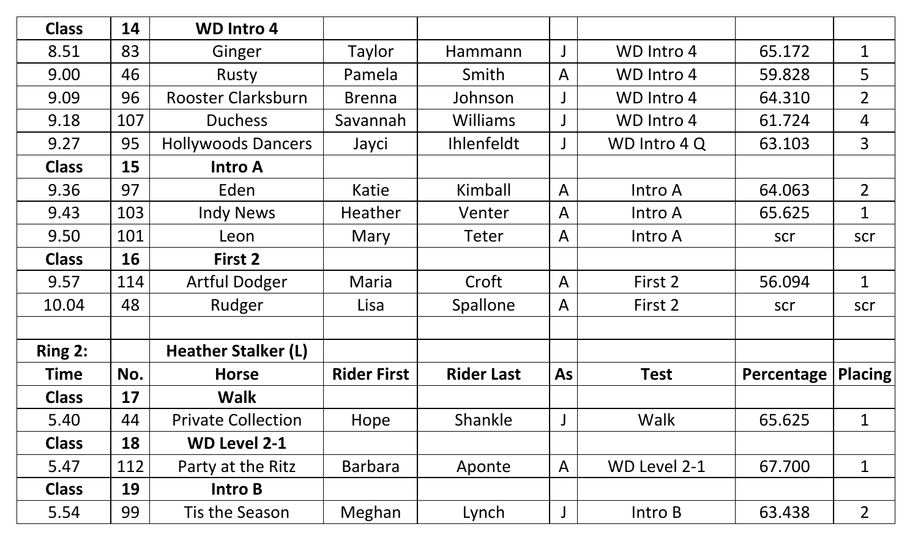| Class | 14 | WD Intro 4 | | | | | | |
|---|---|---|---|---|---|---|---|---|
| 8.51 | 83 | Ginger | Taylor | Hammann | J | WD Intro 4 | 65.172 | 1 |
| 9.00 | 46 | Rusty | Pamela | Smith | A | WD Intro 4 | 59.828 | 5 |
| 9.09 | 96 | Rooster Clarksburn | Brenna | Johnson | J | WD Intro 4 | 64.310 | 2 |
| 9.18 | 107 | Duchess | Savannah | Williams | J | WD Intro 4 | 61.724 | 4 |
| 9.27 | 95 | Hollywoods Dancers | Jayci | Ihlenfeldt | J | WD Intro 4 Q | 63.103 | 3 |
| **Class** | **15** | **Intro A** | | | | | | |
| 9.36 | 97 | Eden | Katie | Kimball | A | Intro A | 64.063 | 2 |
| 9.43 | 103 | Indy News | Heather | Venter | A | Intro A | 65.625 | 1 |
| 9.50 | 101 | Leon | Mary | Teter | A | Intro A | scr | scr |
| **Class** | **16** | **First 2** | | | | | | |
| 9.57 | 114 | Artful Dodger | Maria | Croft | A | First 2 | 56.094 | 1 |
| 10.04 | 48 | Rudger | Lisa | Spallone | A | First 2 | scr | scr |
| | | | | | | | | |
| **Ring 2:** | | **Heather Stalker (L)** | | | | | | |
| **Time** | **No.** | **Horse** | **Rider First** | **Rider Last** | **As** | **Test** | **Percentage** | **Placing** |
| **Class** | **17** | **Walk** | | | | | | |
| 5.40 | 44 | Private Collection | Hope | Shankle | J | Walk | 65.625 | 1 |
| **Class** | **18** | **WD Level 2-1** | | | | | | |
| 5.47 | 112 | Party at the Ritz | Barbara | Aponte | A | WD Level 2-1 | 67.700 | 1 |
| **Class** | **19** | **Intro B** | | | | | | |
| 5.54 | 99 | Tis the Season | Meghan | Lynch | J | Intro B | 63.438 | 2 |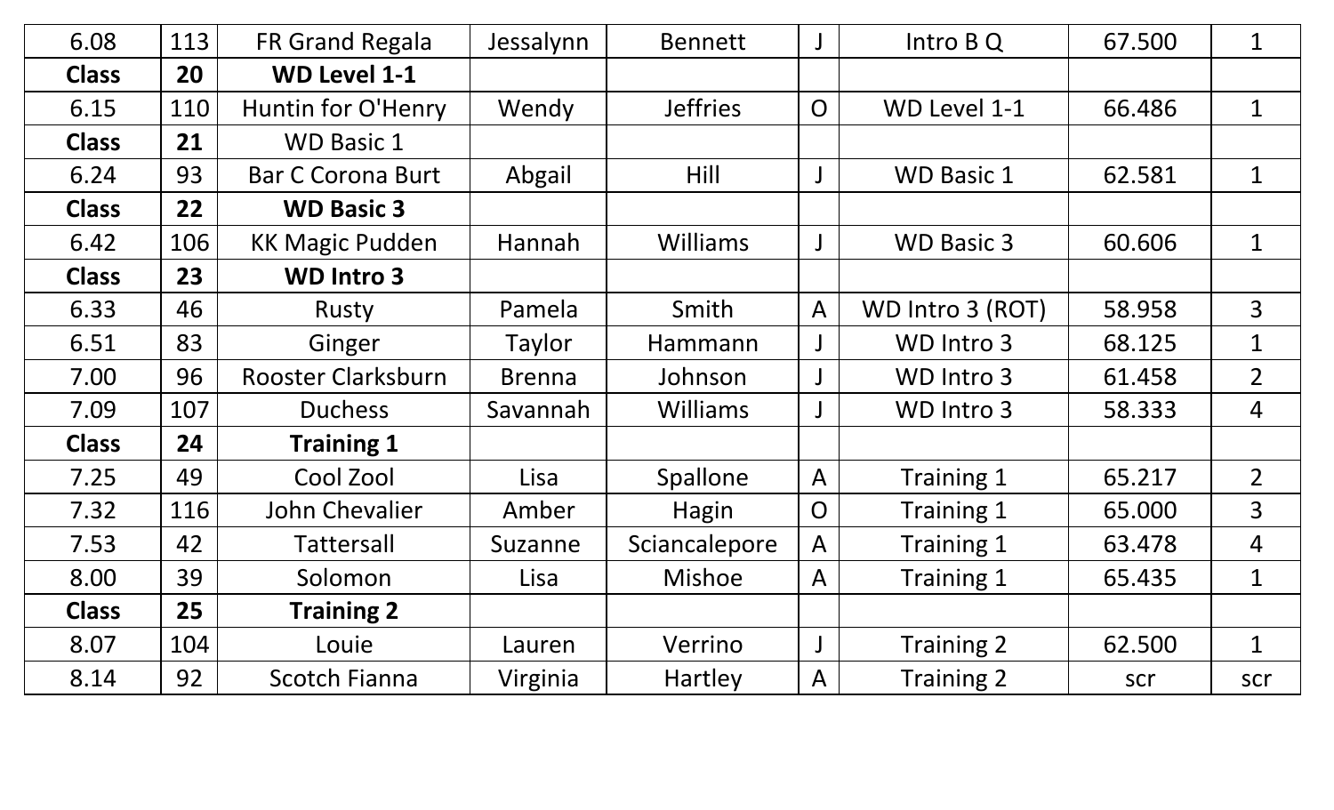| 6.08 | 113 | FR Grand Regala | Jessalynn | Bennett | J | Intro B Q | 67.500 | 1 |
|---|---|---|---|---|---|---|---|---|
| **Class** | **20** | **WD Level 1-1** | | | | | | |
| 6.15 | 110 | Huntin for O'Henry | Wendy | Jeffries | O | WD Level 1-1 | 66.486 | 1 |
| **Class** | **21** | WD Basic 1 | | | | | | |
| 6.24 | 93 | Bar C Corona Burt | Abgail | Hill | J | WD Basic 1 | 62.581 | 1 |
| **Class** | **22** | **WD Basic 3** | | | | | | |
| 6.42 | 106 | KK Magic Pudden | Hannah | Williams | J | WD Basic 3 | 60.606 | 1 |
| **Class** | **23** | **WD Intro 3** | | | | | | |
| 6.33 | 46 | Rusty | Pamela | Smith | A | WD Intro 3 (ROT) | 58.958 | 3 |
| 6.51 | 83 | Ginger | Taylor | Hammann | J | WD Intro 3 | 68.125 | 1 |
| 7.00 | 96 | Rooster Clarksburn | Brenna | Johnson | J | WD Intro 3 | 61.458 | 2 |
| 7.09 | 107 | Duchess | Savannah | Williams | J | WD Intro 3 | 58.333 | 4 |
| **Class** | **24** | **Training 1** | | | | | | |
| 7.25 | 49 | Cool Zool | Lisa | Spallone | A | Training 1 | 65.217 | 2 |
| 7.32 | 116 | John Chevalier | Amber | Hagin | O | Training 1 | 65.000 | 3 |
| 7.53 | 42 | Tattersall | Suzanne | Sciancalepore | A | Training 1 | 63.478 | 4 |
| 8.00 | 39 | Solomon | Lisa | Mishoe | A | Training 1 | 65.435 | 1 |
| **Class** | **25** | **Training 2** | | | | | | |
| 8.07 | 104 | Louie | Lauren | Verrino | J | Training 2 | 62.500 | 1 |
| 8.14 | 92 | Scotch Fianna | Virginia | Hartley | A | Training 2 | scr | scr |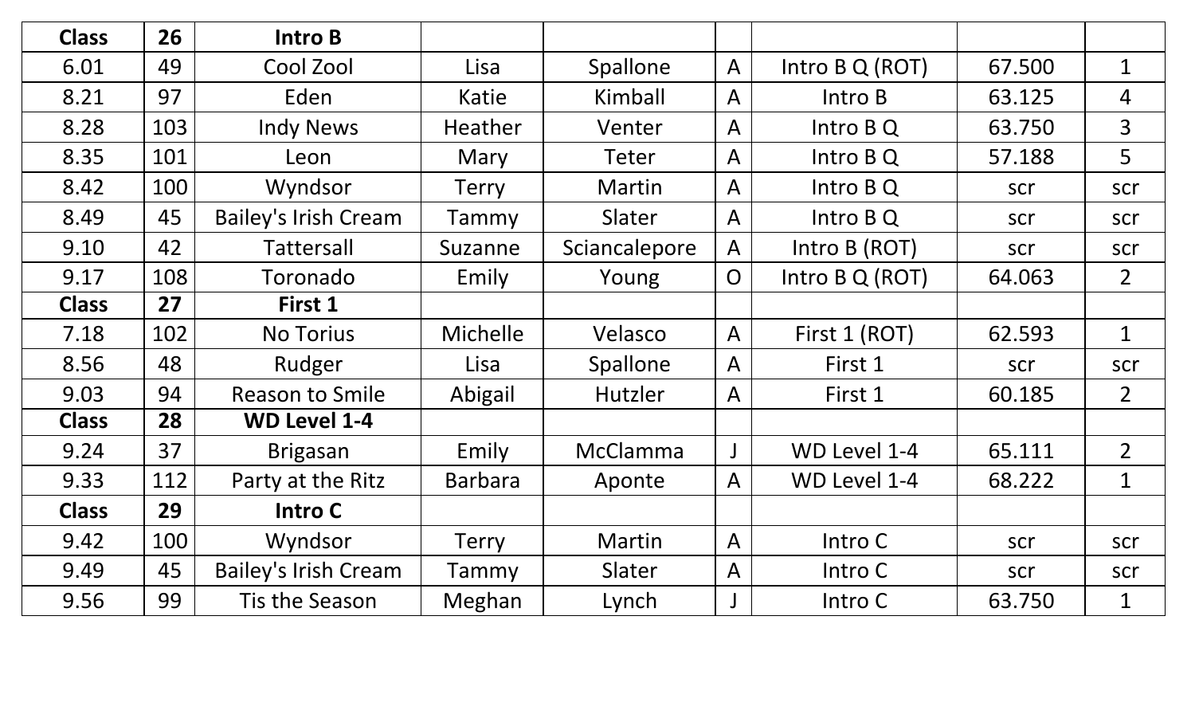| Class | 26 | Intro B | | | | | | |
|---|---|---|---|---|---|---|---|---|
| 6.01 | 49 | Cool Zool | Lisa | Spallone | A | Intro B Q (ROT) | 67.500 | 1 |
| 8.21 | 97 | Eden | Katie | Kimball | A | Intro B | 63.125 | 4 |
| 8.28 | 103 | Indy News | Heather | Venter | A | Intro B Q | 63.750 | 3 |
| 8.35 | 101 | Leon | Mary | Teter | A | Intro B Q | 57.188 | 5 |
| 8.42 | 100 | Wyndsor | Terry | Martin | A | Intro B Q | scr | scr |
| 8.49 | 45 | Bailey's Irish Cream | Tammy | Slater | A | Intro B Q | scr | scr |
| 9.10 | 42 | Tattersall | Suzanne | Sciancalepore | A | Intro B (ROT) | scr | scr |
| 9.17 | 108 | Toronado | Emily | Young | O | Intro B Q (ROT) | 64.063 | 2 |
| **Class** | **27** | **First 1** | | | | | | |
| 7.18 | 102 | No Torius | Michelle | Velasco | A | First 1 (ROT) | 62.593 | 1 |
| 8.56 | 48 | Rudger | Lisa | Spallone | A | First 1 | scr | scr |
| 9.03 | 94 | Reason to Smile | Abigail | Hutzler | A | First 1 | 60.185 | 2 |
| **Class** | **28** | **WD Level 1-4** | | | | | | |
| 9.24 | 37 | Brigasan | Emily | McClamma | J | WD Level 1-4 | 65.111 | 2 |
| 9.33 | 112 | Party at the Ritz | Barbara | Aponte | A | WD Level 1-4 | 68.222 | 1 |
| **Class** | **29** | **Intro C** | | | | | | |
| 9.42 | 100 | Wyndsor | Terry | Martin | A | Intro C | scr | scr |
| 9.49 | 45 | Bailey's Irish Cream | Tammy | Slater | A | Intro C | scr | scr |
| 9.56 | 99 | Tis the Season | Meghan | Lynch | J | Intro C | 63.750 | 1 |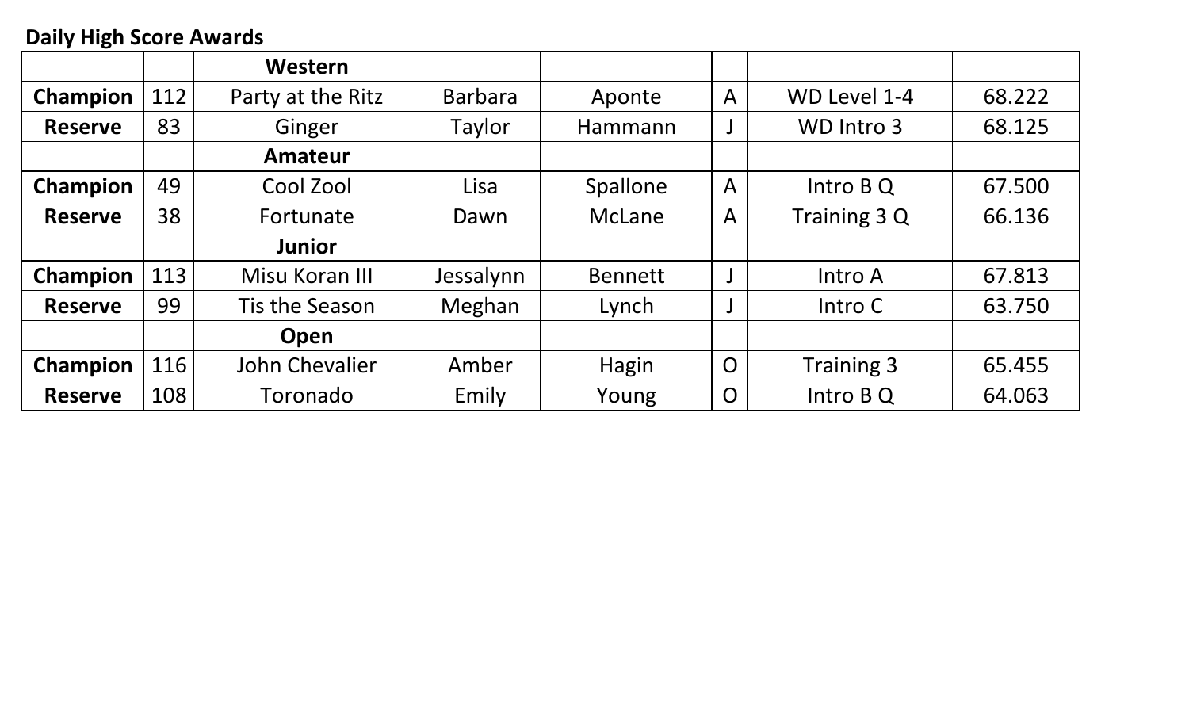**Daily High Score Awards**

| | | | | | | | |
|---|---|---|---|---|---|---|---|
| | | **Western** | | | | | |
| **Champion** | 112 | Party at the Ritz | Barbara | Aponte | A | WD Level 1-4 | 68.222 |
| **Reserve** | 83 | Ginger | Taylor | Hammann | J | WD Intro 3 | 68.125 |
| | | **Amateur** | | | | | |
| **Champion** | 49 | Cool Zool | Lisa | Spallone | A | Intro B Q | 67.500 |
| **Reserve** | 38 | Fortunate | Dawn | McLane | A | Training 3 Q | 66.136 |
| | | **Junior** | | | | | |
| **Champion** | 113 | Misu Koran III | Jessalynn | Bennett | J | Intro A | 67.813 |
| **Reserve** | 99 | Tis the Season | Meghan | Lynch | J | Intro C | 63.750 |
| | | **Open** | | | | | |
| **Champion** | 116 | John Chevalier | Amber | Hagin | O | Training 3 | 65.455 |
| **Reserve** | 108 | Toronado | Emily | Young | O | Intro B Q | 64.063 |